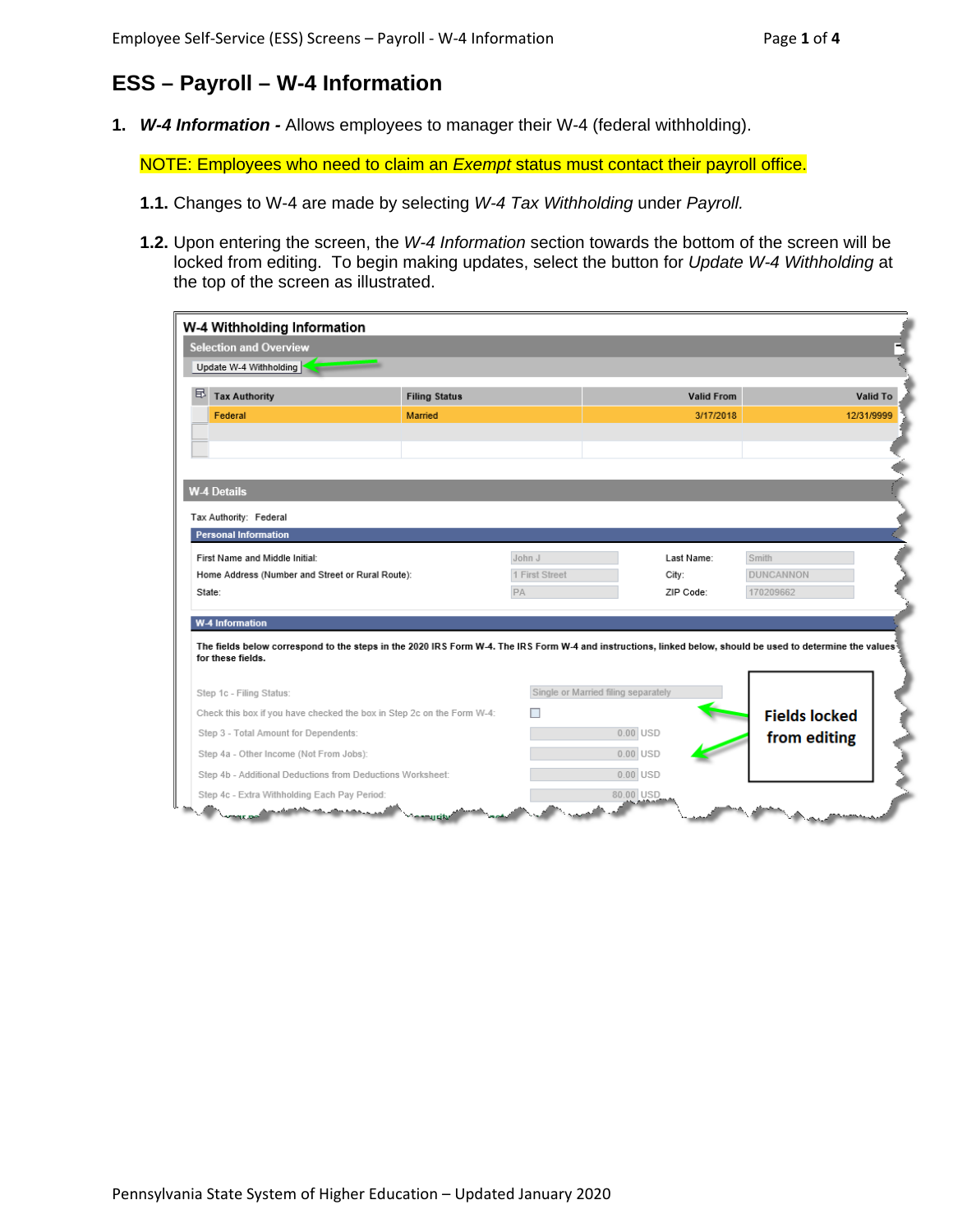# ESS – Payroll – W-4 Information

1. ***W-4 Information -*** Allows employees to manager their W-4 (federal withholding).

   NOTE: Employees who need to claim an *Exempt* status must contact their payroll office.

   **1.1.** Changes to W-4 are made by selecting *W-4 Tax Withholding* under *Payroll.*

   **1.2.** Upon entering the screen, the *W-4 Information* section towards the bottom of the screen will be locked from editing. To begin making updates, select the button for *Update W-4 Withholding* at the top of the screen as illustrated.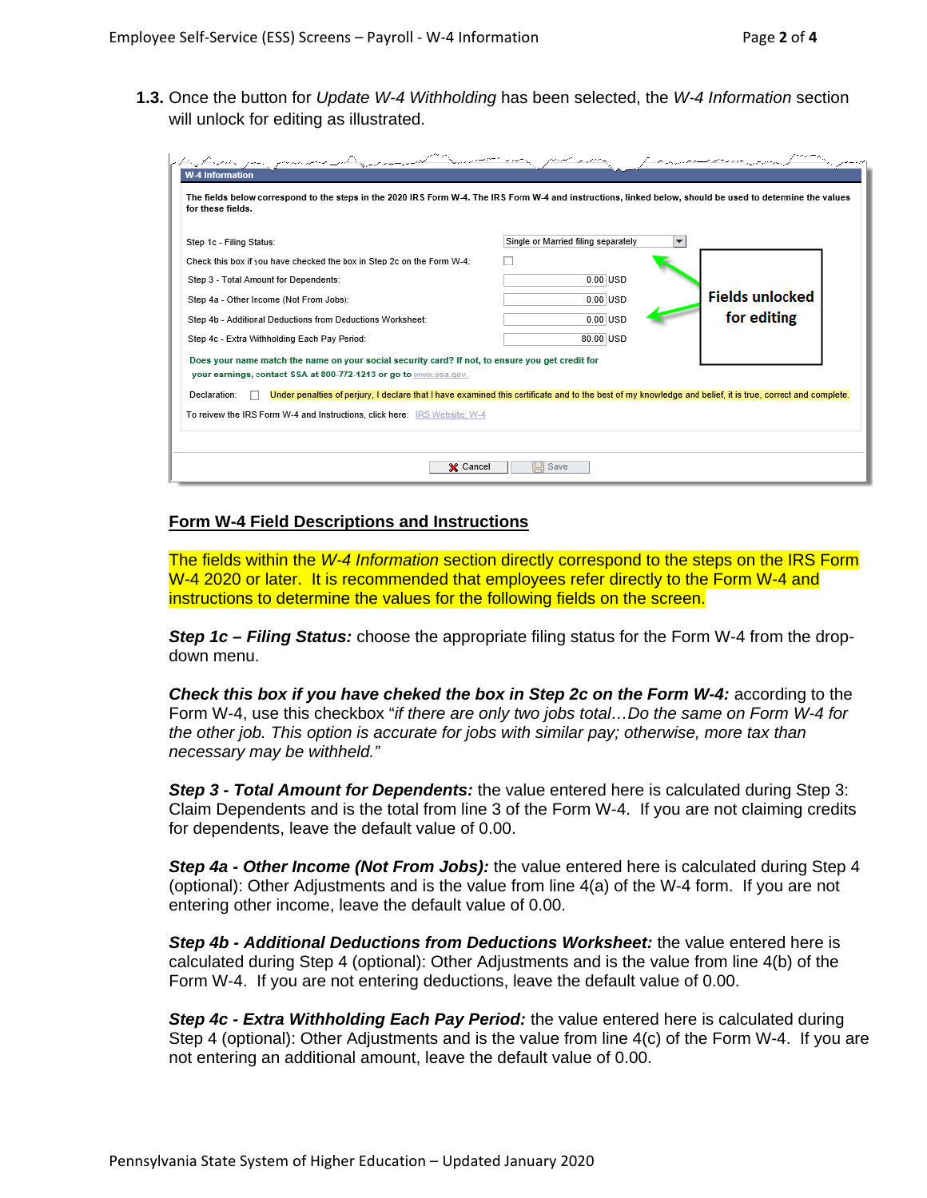**1.3.** Once the button for *Update W-4 Withholding* has been selected, the *W-4 Information* section will unlock for editing as illustrated.

**W-4 Information**

**The fields below correspond to the steps in the 2020 IRS Form W-4. The IRS Form W-4 and instructions, linked below, should be used to determine the values for these fields.**

| Field | Value |
|---|---|
| Step 1c - Filing Status: | Single or Married filing separately |
| Check this box if you have checked the box in Step 2c on the Form W-4: | ☐ |
| Step 3 - Total Amount for Dependents: | 0.00 USD |
| Step 4a - Other Income (Not From Jobs): | 0.00 USD |
| Step 4b - Additional Deductions from Deductions Worksheet: | 0.00 USD |
| Step 4c - Extra Withholding Each Pay Period: | 80.00 USD |

**Fields unlocked for editing**

**Does your name match the name on your social security card? If not, to ensure you get credit for your earnings, contact SSA at 800-772-1213 or go to** www.ssa.gov.

Declaration: ☐ Under penalties of perjury, I declare that I have examined this certificate and to the best of my knowledge and belief, it is true, correct and complete.

To reivew the IRS Form W-4 and Instructions, click here: IRS Website: W-4

Cancel | Save

## Form W-4 Field Descriptions and Instructions

The fields within the *W-4 Information* section directly correspond to the steps on the IRS Form W-4 2020 or later. It is recommended that employees refer directly to the Form W-4 and instructions to determine the values for the following fields on the screen.

***Step 1c – Filing Status:*** choose the appropriate filing status for the Form W-4 from the drop-down menu.

***Check this box if you have cheked the box in Step 2c on the Form W-4:*** according to the Form W-4, use this checkbox "*if there are only two jobs total…Do the same on Form W-4 for the other job. This option is accurate for jobs with similar pay; otherwise, more tax than necessary may be withheld.*"

***Step 3 - Total Amount for Dependents:*** the value entered here is calculated during Step 3: Claim Dependents and is the total from line 3 of the Form W-4. If you are not claiming credits for dependents, leave the default value of 0.00.

***Step 4a - Other Income (Not From Jobs):*** the value entered here is calculated during Step 4 (optional): Other Adjustments and is the value from line 4(a) of the W-4 form. If you are not entering other income, leave the default value of 0.00.

***Step 4b - Additional Deductions from Deductions Worksheet:*** the value entered here is calculated during Step 4 (optional): Other Adjustments and is the value from line 4(b) of the Form W-4. If you are not entering deductions, leave the default value of 0.00.

***Step 4c - Extra Withholding Each Pay Period:*** the value entered here is calculated during Step 4 (optional): Other Adjustments and is the value from line 4(c) of the Form W-4. If you are not entering an additional amount, leave the default value of 0.00.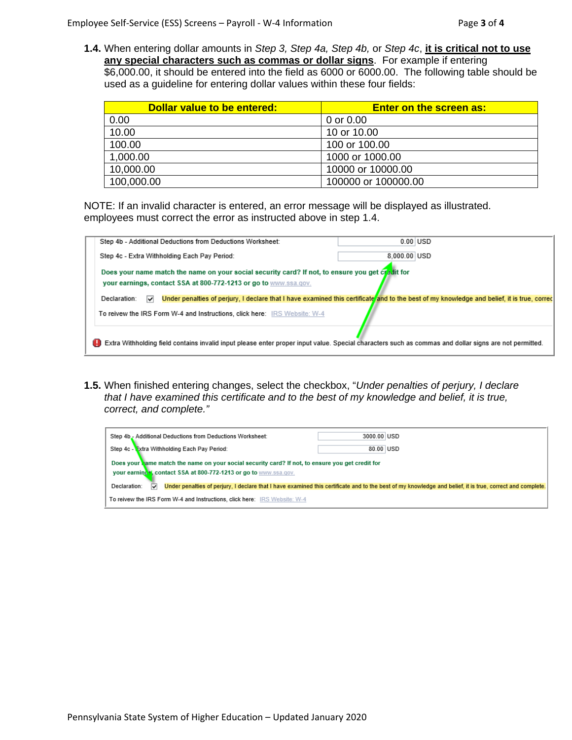**1.4.** When entering dollar amounts in *Step 3, Step 4a, Step 4b,* or *Step 4c*, **it is critical not to use any special characters such as commas or dollar signs**. For example if entering $6,000.00, it should be entered into the field as 6000 or 6000.00. The following table should be used as a guideline for entering dollar values within these four fields:

| Dollar value to be entered: | Enter on the screen as: |
| --- | --- |
| 0.00 | 0 or 0.00 |
| 10.00 | 10 or 10.00 |
| 100.00 | 100 or 100.00 |
| 1,000.00 | 1000 or 1000.00 |
| 10,000.00 | 10000 or 10000.00 |
| 100,000.00 | 100000 or 100000.00 |

NOTE: If an invalid character is entered, an error message will be displayed as illustrated. employees must correct the error as instructed above in step 1.4.

Step 4b - Additional Deductions from Deductions Worksheet: 0.00 USD

Step 4c - Extra Withholding Each Pay Period: 8,000.00 USD

Does your name match the name on your social security card? If not, to ensure you get credit for your earnings, contact SSA at 800-772-1213 or go to www.ssa.gov.

Declaration: ☑ Under penalties of perjury, I declare that I have examined this certificate and to the best of my knowledge and belief, it is true, correc

To reivew the IRS Form W-4 and Instructions, click here: IRS Website: W-4

Extra Withholding field contains invalid input please enter proper input value. Special characters such as commas and dollar signs are not permitted.

**1.5.** When finished entering changes, select the checkbox, "*Under penalties of perjury, I declare that I have examined this certificate and to the best of my knowledge and belief, it is true, correct, and complete.*"

Step 4b - Additional Deductions from Deductions Worksheet: 3000.00 USD

Step 4c - Extra Withholding Each Pay Period: 80.00 USD

Does your name match the name on your social security card? If not, to ensure you get credit for your earnings, contact SSA at 800-772-1213 or go to www.ssa.gov.

Declaration: ☑ Under penalties of perjury, I declare that I have examined this certificate and to the best of my knowledge and belief, it is true, correct and complete.

To reivew the IRS Form W-4 and Instructions, click here: IRS Website: W-4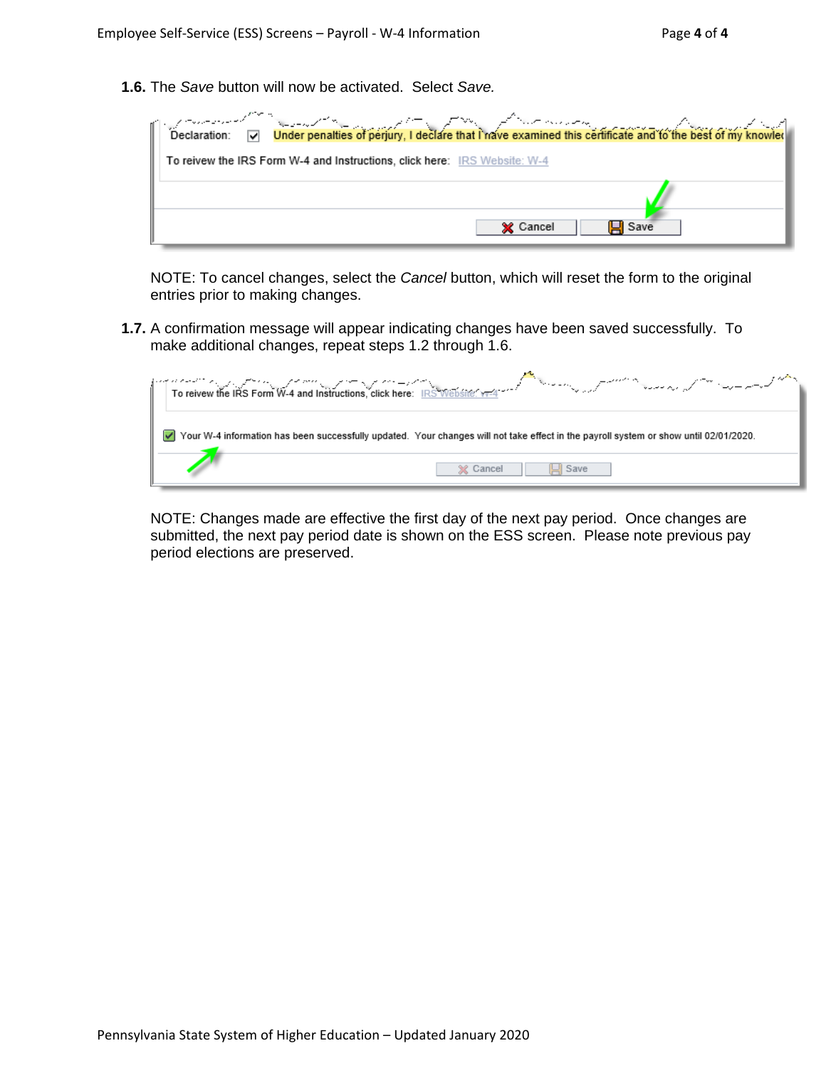**1.6.** The *Save* button will now be activated. Select *Save.*

Declaration: Under penalties of perjury, I declare that I have examined this certificate and to the best of my knowle

To reivew the IRS Form W-4 and Instructions, click here: IRS Website: W-4

Cancel Save

NOTE: To cancel changes, select the *Cancel* button, which will reset the form to the original entries prior to making changes.

**1.7.** A confirmation message will appear indicating changes have been saved successfully. To make additional changes, repeat steps 1.2 through 1.6.

To reivew the IRS Form W-4 and Instructions, click here: IRS Website: W-4

Your W-4 information has been successfully updated. Your changes will not take effect in the payroll system or show until 02/01/2020.

Cancel Save

NOTE: Changes made are effective the first day of the next pay period. Once changes are submitted, the next pay period date is shown on the ESS screen. Please note previous pay period elections are preserved.